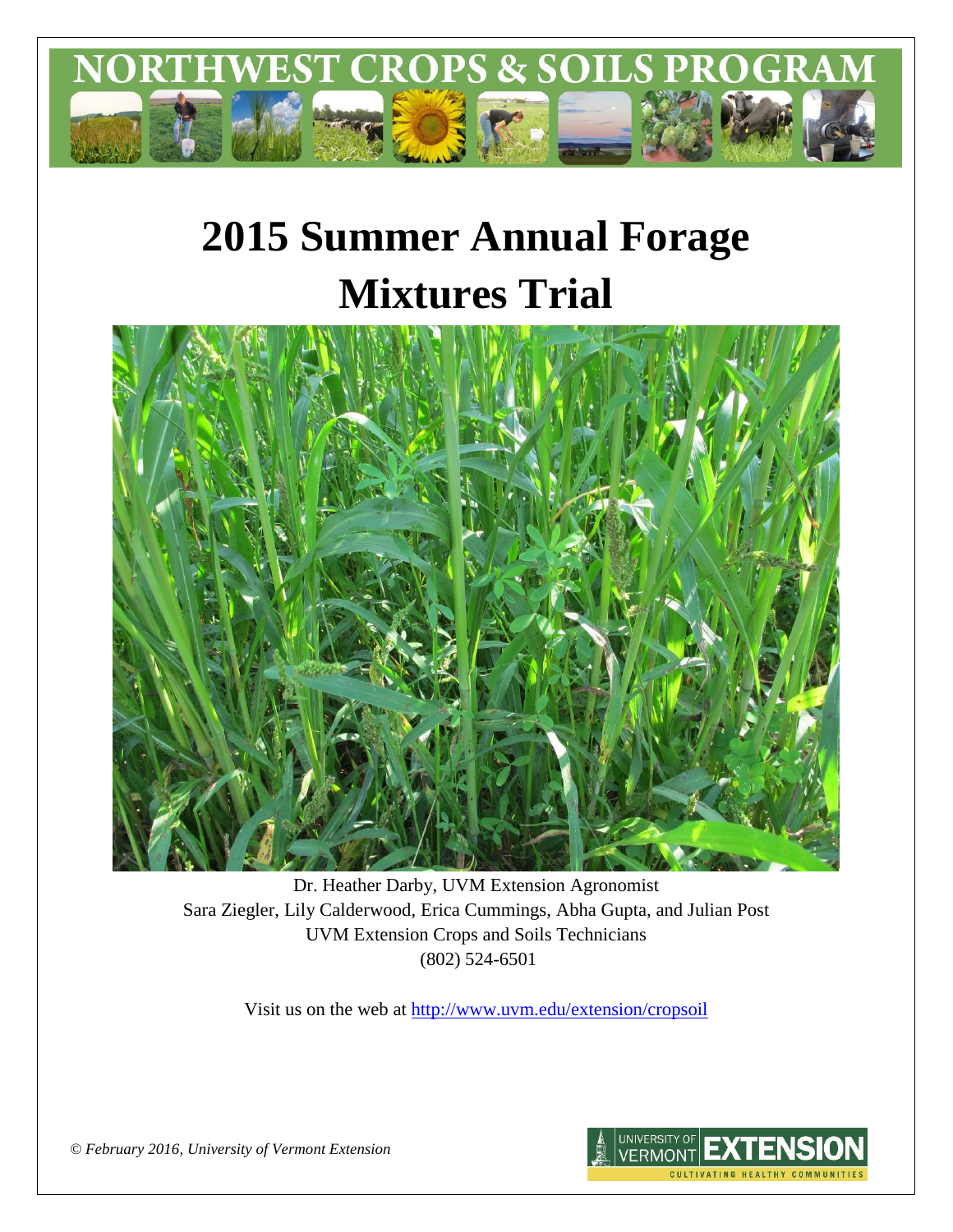NORTHWEST CROPS & SOILS PROGRAM

# 2015 Summer Annual Forage Mixtures Trial

Dr. Heather Darby, UVM Extension Agronomist
Sara Ziegler, Lily Calderwood, Erica Cummings, Abha Gupta, and Julian Post
UVM Extension Crops and Soils Technicians
(802) 524-6501

Visit us on the web at http://www.uvm.edu/extension/cropsoil

*© February 2016, University of Vermont Extension*

UNIVERSITY OF VERMONT EXTENSION
CULTIVATING HEALTHY COMMUNITIES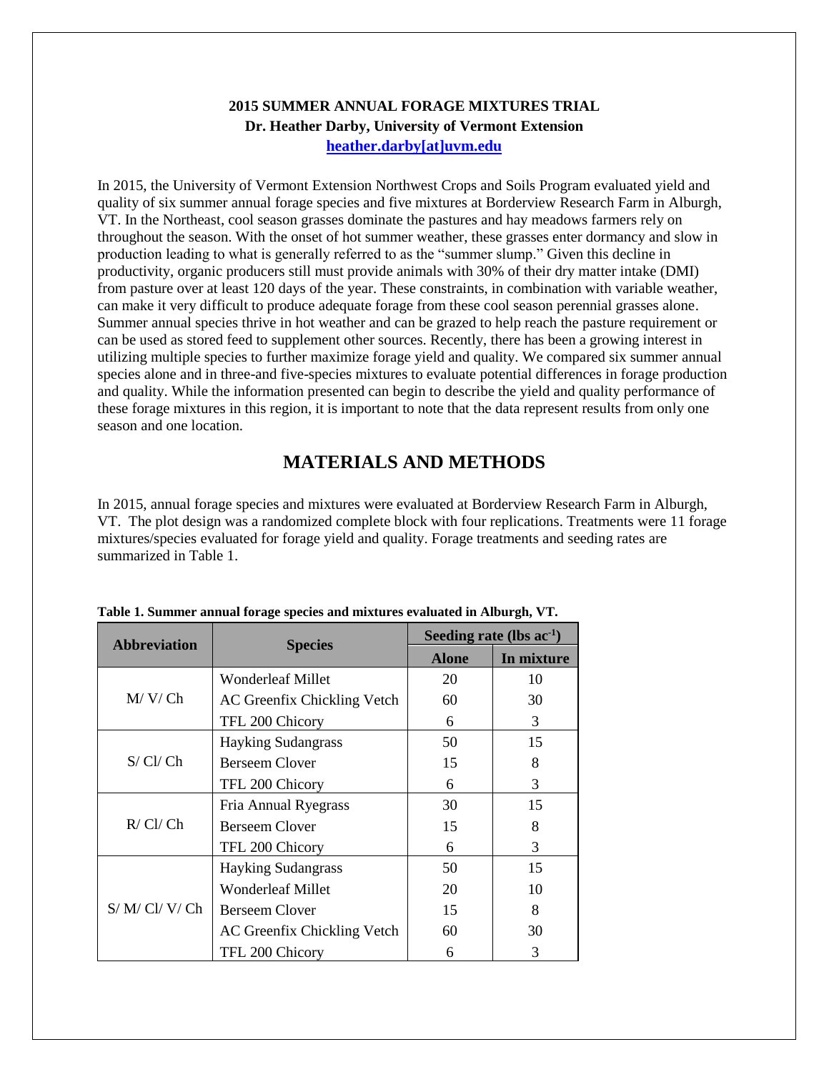**2015 SUMMER ANNUAL FORAGE MIXTURES TRIAL**
**Dr. Heather Darby, University of Vermont Extension**
**heather.darby[at]uvm.edu**

In 2015, the University of Vermont Extension Northwest Crops and Soils Program evaluated yield and quality of six summer annual forage species and five mixtures at Borderview Research Farm in Alburgh, VT. In the Northeast, cool season grasses dominate the pastures and hay meadows farmers rely on throughout the season. With the onset of hot summer weather, these grasses enter dormancy and slow in production leading to what is generally referred to as the "summer slump." Given this decline in productivity, organic producers still must provide animals with 30% of their dry matter intake (DMI) from pasture over at least 120 days of the year. These constraints, in combination with variable weather, can make it very difficult to produce adequate forage from these cool season perennial grasses alone. Summer annual species thrive in hot weather and can be grazed to help reach the pasture requirement or can be used as stored feed to supplement other sources. Recently, there has been a growing interest in utilizing multiple species to further maximize forage yield and quality. We compared six summer annual species alone and in three-and five-species mixtures to evaluate potential differences in forage production and quality. While the information presented can begin to describe the yield and quality performance of these forage mixtures in this region, it is important to note that the data represent results from only one season and one location.

## MATERIALS AND METHODS

In 2015, annual forage species and mixtures were evaluated at Borderview Research Farm in Alburgh, VT. The plot design was a randomized complete block with four replications. Treatments were 11 forage mixtures/species evaluated for forage yield and quality. Forage treatments and seeding rates are summarized in Table 1.

**Table 1. Summer annual forage species and mixtures evaluated in Alburgh, VT.**

| Abbreviation | Species | Seeding rate (lbs $ac^{-1}$) | |
|---|---|---|---|
| | | Alone | In mixture |
| M/ V/ Ch | Wonderleaf Millet | 20 | 10 |
| | AC Greenfix Chickling Vetch | 60 | 30 |
| | TFL 200 Chicory | 6 | 3 |
| S/ Cl/ Ch | Hayking Sudangrass | 50 | 15 |
| | Berseem Clover | 15 | 8 |
| | TFL 200 Chicory | 6 | 3 |
| R/ Cl/ Ch | Fria Annual Ryegrass | 30 | 15 |
| | Berseem Clover | 15 | 8 |
| | TFL 200 Chicory | 6 | 3 |
| S/ M/ Cl/ V/ Ch | Hayking Sudangrass | 50 | 15 |
| | Wonderleaf Millet | 20 | 10 |
| | Berseem Clover | 15 | 8 |
| | AC Greenfix Chickling Vetch | 60 | 30 |
| | TFL 200 Chicory | 6 | 3 |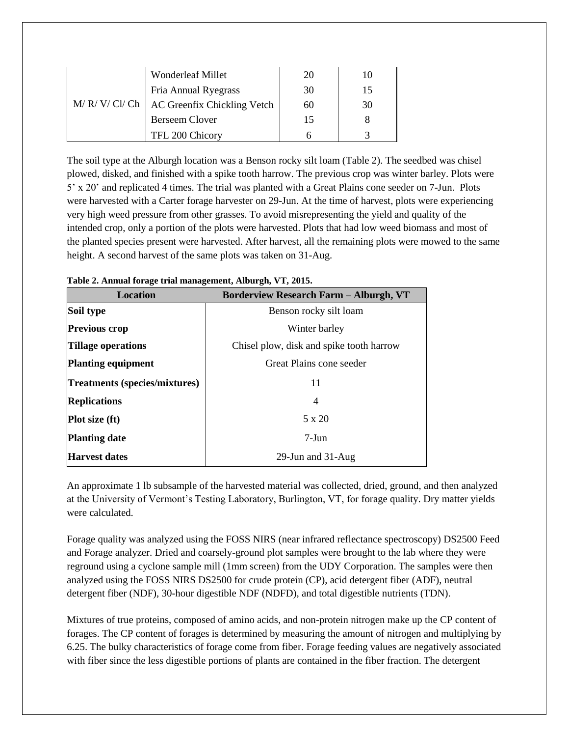| | | | |
|---|---|---|---|
| M/ R/ V/ Cl/ Ch | Wonderleaf Millet | 20 | 10 |
| | Fria Annual Ryegrass | 30 | 15 |
| | AC Greenfix Chickling Vetch | 60 | 30 |
| | Berseem Clover | 15 | 8 |
| | TFL 200 Chicory | 6 | 3 |

The soil type at the Alburgh location was a Benson rocky silt loam (Table 2). The seedbed was chisel plowed, disked, and finished with a spike tooth harrow. The previous crop was winter barley. Plots were 5' x 20' and replicated 4 times. The trial was planted with a Great Plains cone seeder on 7-Jun. Plots were harvested with a Carter forage harvester on 29-Jun. At the time of harvest, plots were experiencing very high weed pressure from other grasses. To avoid misrepresenting the yield and quality of the intended crop, only a portion of the plots were harvested. Plots that had low weed biomass and most of the planted species present were harvested. After harvest, all the remaining plots were mowed to the same height. A second harvest of the same plots was taken on 31-Aug.

**Table 2. Annual forage trial management, Alburgh, VT, 2015.**

| Location | Borderview Research Farm – Alburgh, VT |
|---|---|
| **Soil type** | Benson rocky silt loam |
| **Previous crop** | Winter barley |
| **Tillage operations** | Chisel plow, disk and spike tooth harrow |
| **Planting equipment** | Great Plains cone seeder |
| **Treatments (species/mixtures)** | 11 |
| **Replications** | 4 |
| **Plot size (ft)** | 5 x 20 |
| **Planting date** | 7-Jun |
| **Harvest dates** | 29-Jun and 31-Aug |

An approximate 1 lb subsample of the harvested material was collected, dried, ground, and then analyzed at the University of Vermont's Testing Laboratory, Burlington, VT, for forage quality. Dry matter yields were calculated.

Forage quality was analyzed using the FOSS NIRS (near infrared reflectance spectroscopy) DS2500 Feed and Forage analyzer. Dried and coarsely-ground plot samples were brought to the lab where they were reground using a cyclone sample mill (1mm screen) from the UDY Corporation. The samples were then analyzed using the FOSS NIRS DS2500 for crude protein (CP), acid detergent fiber (ADF), neutral detergent fiber (NDF), 30-hour digestible NDF (NDFD), and total digestible nutrients (TDN).

Mixtures of true proteins, composed of amino acids, and non-protein nitrogen make up the CP content of forages. The CP content of forages is determined by measuring the amount of nitrogen and multiplying by 6.25. The bulky characteristics of forage come from fiber. Forage feeding values are negatively associated with fiber since the less digestible portions of plants are contained in the fiber fraction. The detergent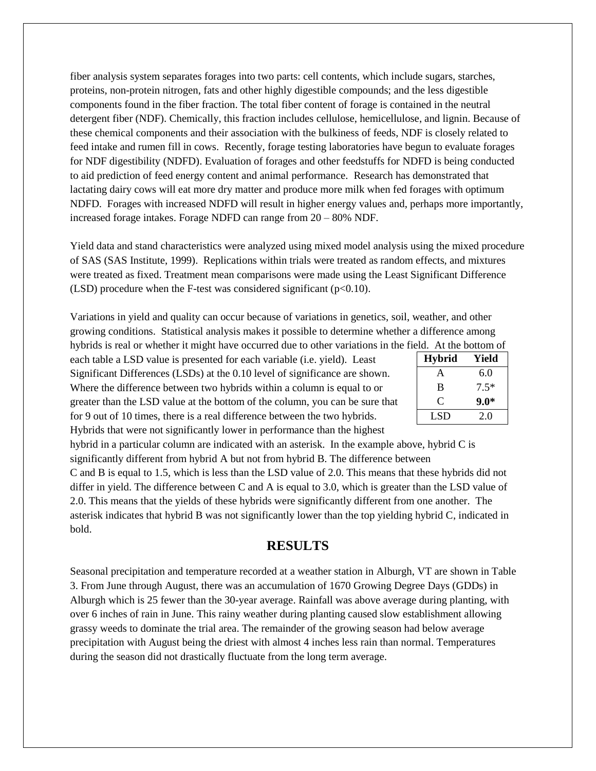fiber analysis system separates forages into two parts: cell contents, which include sugars, starches, proteins, non-protein nitrogen, fats and other highly digestible compounds; and the less digestible components found in the fiber fraction. The total fiber content of forage is contained in the neutral detergent fiber (NDF). Chemically, this fraction includes cellulose, hemicellulose, and lignin. Because of these chemical components and their association with the bulkiness of feeds, NDF is closely related to feed intake and rumen fill in cows. Recently, forage testing laboratories have begun to evaluate forages for NDF digestibility (NDFD). Evaluation of forages and other feedstuffs for NDFD is being conducted to aid prediction of feed energy content and animal performance. Research has demonstrated that lactating dairy cows will eat more dry matter and produce more milk when fed forages with optimum NDFD. Forages with increased NDFD will result in higher energy values and, perhaps more importantly, increased forage intakes. Forage NDFD can range from 20 – 80% NDF.

Yield data and stand characteristics were analyzed using mixed model analysis using the mixed procedure of SAS (SAS Institute, 1999). Replications within trials were treated as random effects, and mixtures were treated as fixed. Treatment mean comparisons were made using the Least Significant Difference (LSD) procedure when the F-test was considered significant ($p<0.10$).

Variations in yield and quality can occur because of variations in genetics, soil, weather, and other growing conditions. Statistical analysis makes it possible to determine whether a difference among hybrids is real or whether it might have occurred due to other variations in the field. At the bottom of each table a LSD value is presented for each variable (i.e. yield). Least Significant Differences (LSDs) at the 0.10 level of significance are shown. Where the difference between two hybrids within a column is equal to or greater than the LSD value at the bottom of the column, you can be sure that for 9 out of 10 times, there is a real difference between the two hybrids. Hybrids that were not significantly lower in performance than the highest hybrid in a particular column are indicated with an asterisk. In the example above, hybrid C is significantly different from hybrid A but not from hybrid B. The difference between C and B is equal to 1.5, which is less than the LSD value of 2.0. This means that these hybrids did not differ in yield. The difference between C and A is equal to 3.0, which is greater than the LSD value of 2.0. This means that the yields of these hybrids were significantly different from one another. The asterisk indicates that hybrid B was not significantly lower than the top yielding hybrid C, indicated in bold.

| Hybrid | Yield |
|---|---|
| A | 6.0 |
| B | 7.5* |
| C | **9.0*** |
| LSD | 2.0 |

## RESULTS

Seasonal precipitation and temperature recorded at a weather station in Alburgh, VT are shown in Table 3. From June through August, there was an accumulation of 1670 Growing Degree Days (GDDs) in Alburgh which is 25 fewer than the 30-year average. Rainfall was above average during planting, with over 6 inches of rain in June. This rainy weather during planting caused slow establishment allowing grassy weeds to dominate the trial area. The remainder of the growing season had below average precipitation with August being the driest with almost 4 inches less rain than normal. Temperatures during the season did not drastically fluctuate from the long term average.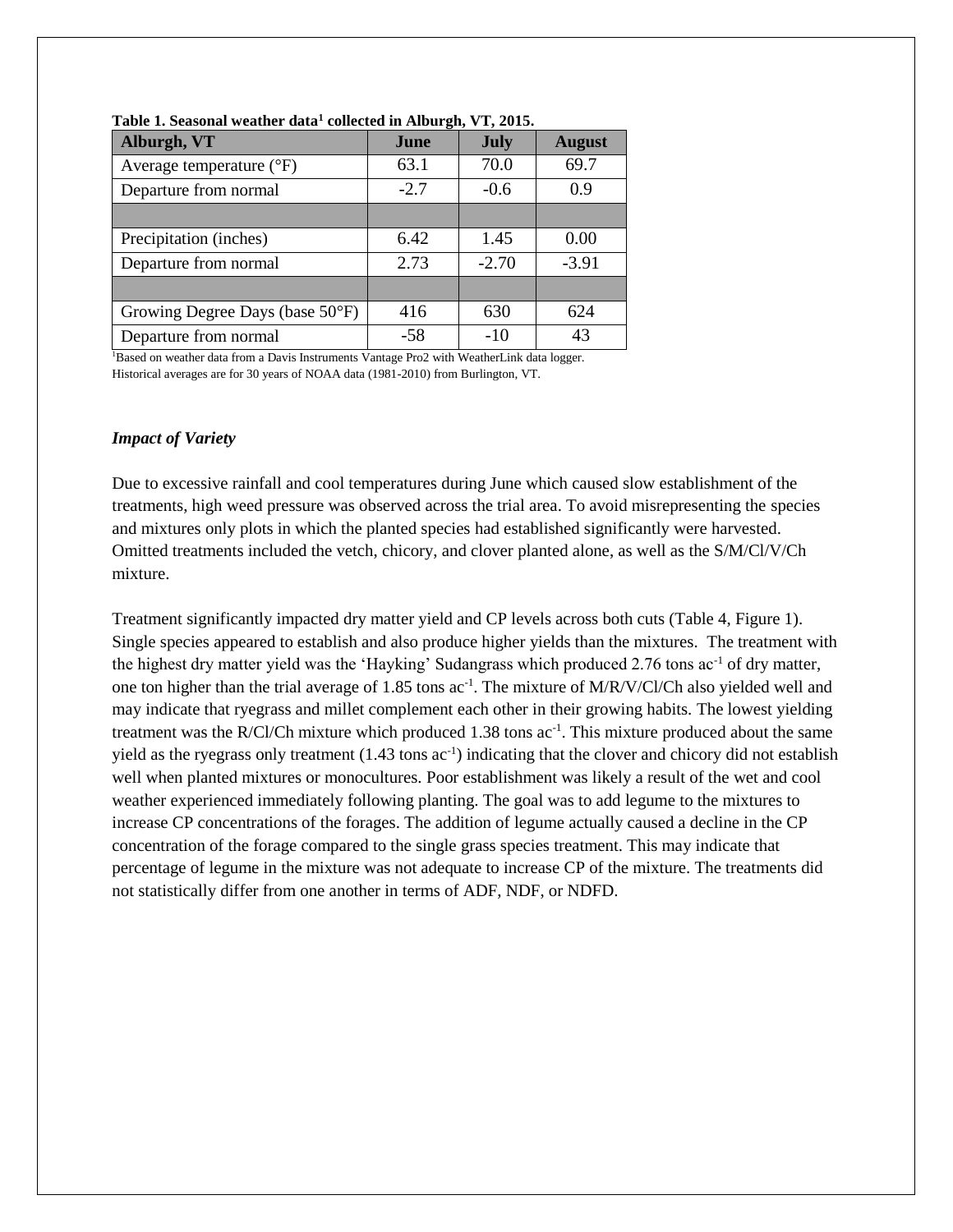**Table 1. Seasonal weather data[1] collected in Alburgh, VT, 2015.**

| Alburgh, VT | June | July | August |
|---|---|---|---|
| Average temperature (°F) | 63.1 | 70.0 | 69.7 |
| Departure from normal | -2.7 | -0.6 | 0.9 |
| | | | |
| Precipitation (inches) | 6.42 | 1.45 | 0.00 |
| Departure from normal | 2.73 | -2.70 | -3.91 |
| | | | |
| Growing Degree Days (base 50°F) | 416 | 630 | 624 |
| Departure from normal | -58 | -10 | 43 |

[1]Based on weather data from a Davis Instruments Vantage Pro2 with WeatherLink data logger. Historical averages are for 30 years of NOAA data (1981-2010) from Burlington, VT.

### *Impact of Variety*

Due to excessive rainfall and cool temperatures during June which caused slow establishment of the treatments, high weed pressure was observed across the trial area. To avoid misrepresenting the species and mixtures only plots in which the planted species had established significantly were harvested. Omitted treatments included the vetch, chicory, and clover planted alone, as well as the S/M/Cl/V/Ch mixture.

Treatment significantly impacted dry matter yield and CP levels across both cuts (Table 4, Figure 1). Single species appeared to establish and also produce higher yields than the mixtures. The treatment with the highest dry matter yield was the 'Hayking' Sudangrass which produced 2.76 tons $ac^{-1}$ of dry matter, one ton higher than the trial average of 1.85 tons $ac^{-1}$. The mixture of M/R/V/Cl/Ch also yielded well and may indicate that ryegrass and millet complement each other in their growing habits. The lowest yielding treatment was the R/Cl/Ch mixture which produced 1.38 tons $ac^{-1}$. This mixture produced about the same yield as the ryegrass only treatment (1.43 tons $ac^{-1}$) indicating that the clover and chicory did not establish well when planted mixtures or monocultures. Poor establishment was likely a result of the wet and cool weather experienced immediately following planting. The goal was to add legume to the mixtures to increase CP concentrations of the forages. The addition of legume actually caused a decline in the CP concentration of the forage compared to the single grass species treatment. This may indicate that percentage of legume in the mixture was not adequate to increase CP of the mixture. The treatments did not statistically differ from one another in terms of ADF, NDF, or NDFD.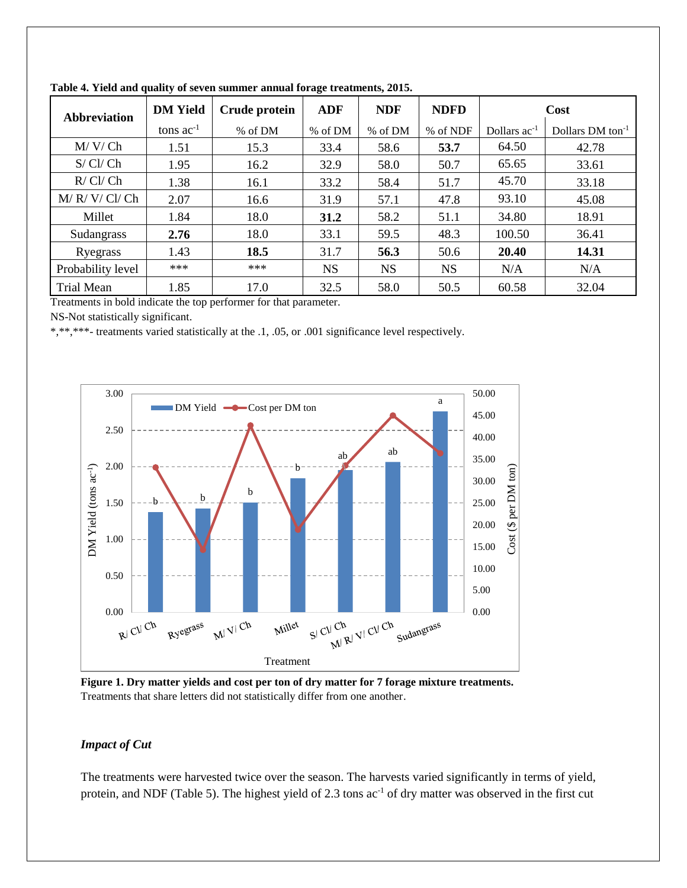**Table 4. Yield and quality of seven summer annual forage treatments, 2015.**

| Abbreviation | DM Yield | Crude protein | ADF | NDF | NDFD | Cost | |
|---|---|---|---|---|---|---|---|
| | tons ac$^{-1}$ | % of DM | % of DM | % of DM | % of NDF | Dollars ac$^{-1}$ | Dollars DM ton$^{-1}$ |
| M/ V/ Ch | 1.51 | 15.3 | 33.4 | 58.6 | **53.7** | 64.50 | 42.78 |
| S/ Cl/ Ch | 1.95 | 16.2 | 32.9 | 58.0 | 50.7 | 65.65 | 33.61 |
| R/ Cl/ Ch | 1.38 | 16.1 | 33.2 | 58.4 | 51.7 | 45.70 | 33.18 |
| M/ R/ V/ Cl/ Ch | 2.07 | 16.6 | 31.9 | 57.1 | 47.8 | 93.10 | 45.08 |
| Millet | 1.84 | 18.0 | **31.2** | 58.2 | 51.1 | 34.80 | 18.91 |
| Sudangrass | **2.76** | 18.0 | 33.1 | 59.5 | 48.3 | 100.50 | 36.41 |
| Ryegrass | 1.43 | **18.5** | 31.7 | **56.3** | 50.6 | **20.40** | **14.31** |
| Probability level | *** | *** | NS | NS | NS | N/A | N/A |
| Trial Mean | 1.85 | 17.0 | 32.5 | 58.0 | 50.5 | 60.58 | 32.04 |

Treatments in bold indicate the top performer for that parameter.
NS-Not statistically significant.
*,**,***- treatments varied statistically at the .1, .05, or .001 significance level respectively.

**Figure 1. Dry matter yields and cost per ton of dry matter for 7 forage mixture treatments.** Treatments that share letters did not statistically differ from one another.

### *Impact of Cut*

The treatments were harvested twice over the season. The harvests varied significantly in terms of yield, protein, and NDF (Table 5). The highest yield of 2.3 tons ac$^{-1}$ of dry matter was observed in the first cut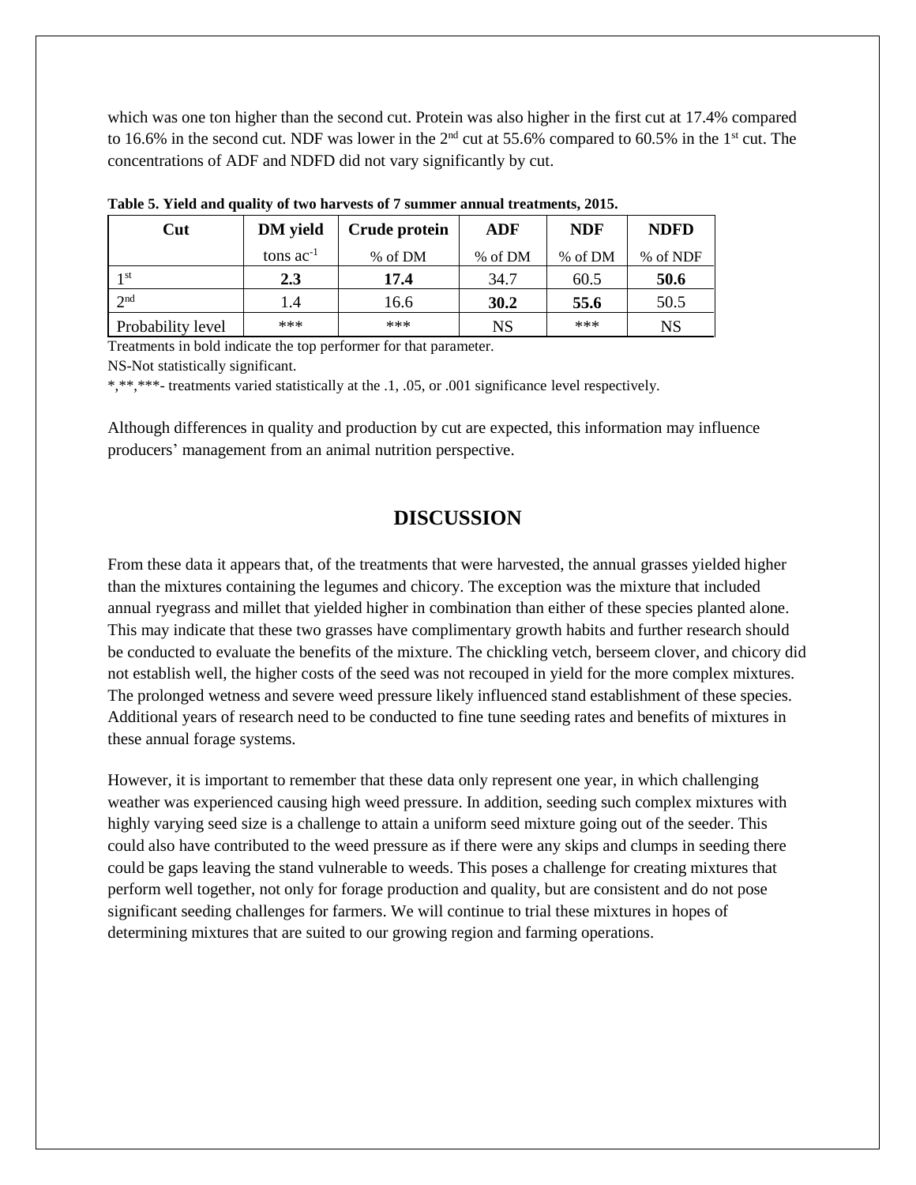which was one ton higher than the second cut. Protein was also higher in the first cut at 17.4% compared to 16.6% in the second cut. NDF was lower in the 2nd cut at 55.6% compared to 60.5% in the 1st cut. The concentrations of ADF and NDFD did not vary significantly by cut.

**Table 5. Yield and quality of two harvests of 7 summer annual treatments, 2015.**

| Cut | DM yield | Crude protein | ADF | NDF | NDFD |
|---|---|---|---|---|---|
| | tons $ac^{-1}$ | % of DM | % of DM | % of DM | % of NDF |
| 1st | **2.3** | **17.4** | 34.7 | 60.5 | **50.6** |
| 2nd | 1.4 | 16.6 | **30.2** | **55.6** | 50.5 |
| Probability level | *** | *** | NS | *** | NS |

Treatments in bold indicate the top performer for that parameter.

NS-Not statistically significant.

*,**,***- treatments varied statistically at the .1, .05, or .001 significance level respectively.

Although differences in quality and production by cut are expected, this information may influence producers' management from an animal nutrition perspective.

## DISCUSSION

From these data it appears that, of the treatments that were harvested, the annual grasses yielded higher than the mixtures containing the legumes and chicory. The exception was the mixture that included annual ryegrass and millet that yielded higher in combination than either of these species planted alone. This may indicate that these two grasses have complimentary growth habits and further research should be conducted to evaluate the benefits of the mixture. The chickling vetch, berseem clover, and chicory did not establish well, the higher costs of the seed was not recouped in yield for the more complex mixtures. The prolonged wetness and severe weed pressure likely influenced stand establishment of these species. Additional years of research need to be conducted to fine tune seeding rates and benefits of mixtures in these annual forage systems.

However, it is important to remember that these data only represent one year, in which challenging weather was experienced causing high weed pressure. In addition, seeding such complex mixtures with highly varying seed size is a challenge to attain a uniform seed mixture going out of the seeder. This could also have contributed to the weed pressure as if there were any skips and clumps in seeding there could be gaps leaving the stand vulnerable to weeds. This poses a challenge for creating mixtures that perform well together, not only for forage production and quality, but are consistent and do not pose significant seeding challenges for farmers. We will continue to trial these mixtures in hopes of determining mixtures that are suited to our growing region and farming operations.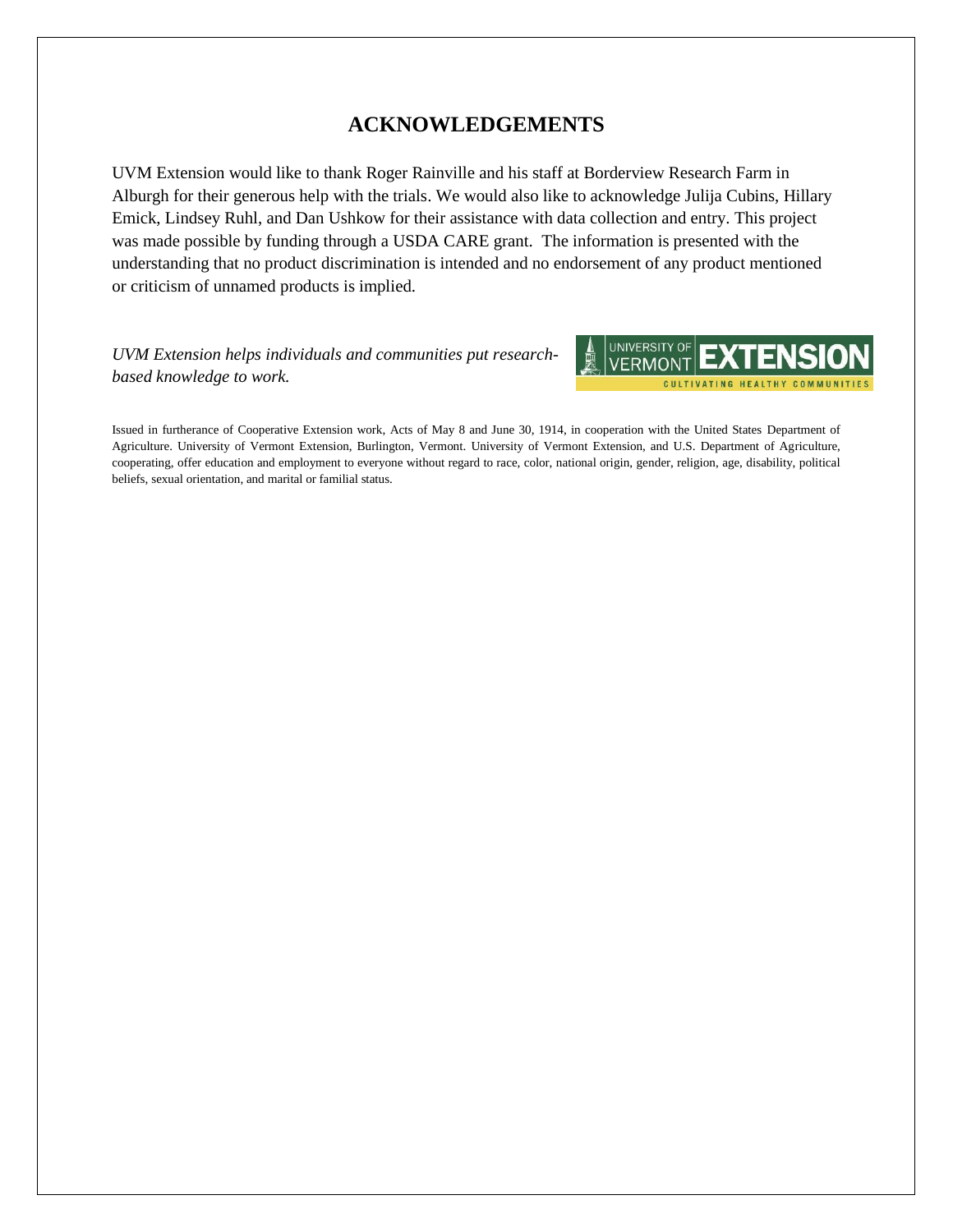## ACKNOWLEDGEMENTS

UVM Extension would like to thank Roger Rainville and his staff at Borderview Research Farm in Alburgh for their generous help with the trials. We would also like to acknowledge Julija Cubins, Hillary Emick, Lindsey Ruhl, and Dan Ushkow for their assistance with data collection and entry. This project was made possible by funding through a USDA CARE grant. The information is presented with the understanding that no product discrimination is intended and no endorsement of any product mentioned or criticism of unnamed products is implied.

*UVM Extension helps individuals and communities put research-based knowledge to work.*

UNIVERSITY OF VERMONT EXTENSION
CULTIVATING HEALTHY COMMUNITIES

Issued in furtherance of Cooperative Extension work, Acts of May 8 and June 30, 1914, in cooperation with the United States Department of Agriculture. University of Vermont Extension, Burlington, Vermont. University of Vermont Extension, and U.S. Department of Agriculture, cooperating, offer education and employment to everyone without regard to race, color, national origin, gender, religion, age, disability, political beliefs, sexual orientation, and marital or familial status.